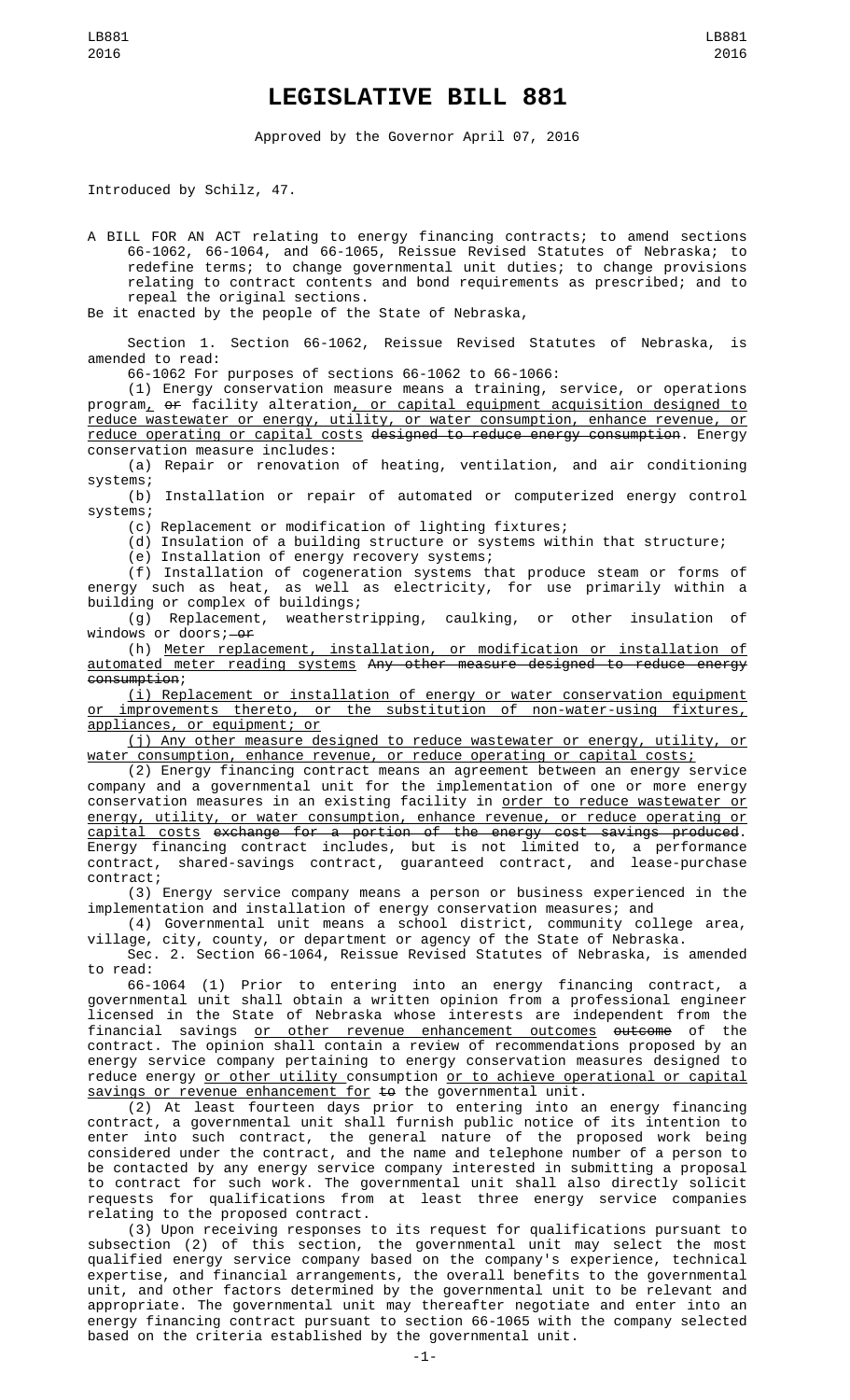# LEGISLATIVE BILL 881

Approved by the Governor April 07, 2016

Introduced by Schilz, 47.

A BILL FOR AN ACT relating to energy financing contracts; to amend sections 66-1062, 66-1064, and 66-1065, Reissue Revised Statutes of Nebraska; to redefine terms; to change governmental unit duties; to change provisions relating to contract contents and bond requirements as prescribed; and to repeal the original sections.

Be it enacted by the people of the State of Nebraska,

Section 1. Section 66-1062, Reissue Revised Statutes of Nebraska, is amended to read:

66-1062 For purposes of sections 66-1062 to 66-1066:

(1) Energy conservation measure means a training, service, or operations program<u>,</u> ~~or~~ facility alteration<u>, or capital equipment acquisition designed to reduce wastewater or energy, utility, or water consumption, enhance revenue, or reduce operating or capital costs</u> ~~designed to reduce energy consumption~~. Energy conservation measure includes:

(a) Repair or renovation of heating, ventilation, and air conditioning systems;

(b) Installation or repair of automated or computerized energy control systems;

(c) Replacement or modification of lighting fixtures;

(d) Insulation of a building structure or systems within that structure;

(e) Installation of energy recovery systems;

(f) Installation of cogeneration systems that produce steam or forms of energy such as heat, as well as electricity, for use primarily within a building or complex of buildings;

(g) Replacement, weatherstripping, caulking, or other insulation of windows or doors;~~ or~~

(h) <u>Meter replacement, installation, or modification or installation of automated meter reading systems</u> ~~Any other measure designed to reduce energy consumption~~;

<u>(i) Replacement or installation of energy or water conservation equipment or improvements thereto, or the substitution of non-water-using fixtures, appliances, or equipment; or</u>

<u>(j) Any other measure designed to reduce wastewater or energy, utility, or water consumption, enhance revenue, or reduce operating or capital costs;</u>

(2) Energy financing contract means an agreement between an energy service company and a governmental unit for the implementation of one or more energy conservation measures in an existing facility in <u>order to reduce wastewater or energy, utility, or water consumption, enhance revenue, or reduce operating or capital costs</u> ~~exchange for a portion of the energy cost savings produced~~. Energy financing contract includes, but is not limited to, a performance contract, shared-savings contract, guaranteed contract, and lease-purchase contract;

(3) Energy service company means a person or business experienced in the implementation and installation of energy conservation measures; and

(4) Governmental unit means a school district, community college area, village, city, county, or department or agency of the State of Nebraska.

Sec. 2. Section 66-1064, Reissue Revised Statutes of Nebraska, is amended to read:

66-1064 (1) Prior to entering into an energy financing contract, a governmental unit shall obtain a written opinion from a professional engineer licensed in the State of Nebraska whose interests are independent from the financial savings <u>or other revenue enhancement outcomes</u> ~~outcome~~ of the contract. The opinion shall contain a review of recommendations proposed by an energy service company pertaining to energy conservation measures designed to reduce energy <u>or other utility</u> consumption <u>or to achieve operational or capital savings or revenue enhancement for</u> ~~to~~ the governmental unit.

(2) At least fourteen days prior to entering into an energy financing contract, a governmental unit shall furnish public notice of its intention to enter into such contract, the general nature of the proposed work being considered under the contract, and the name and telephone number of a person to be contacted by any energy service company interested in submitting a proposal to contract for such work. The governmental unit shall also directly solicit requests for qualifications from at least three energy service companies relating to the proposed contract.

(3) Upon receiving responses to its request for qualifications pursuant to subsection (2) of this section, the governmental unit may select the most qualified energy service company based on the company's experience, technical expertise, and financial arrangements, the overall benefits to the governmental unit, and other factors determined by the governmental unit to be relevant and appropriate. The governmental unit may thereafter negotiate and enter into an energy financing contract pursuant to section 66-1065 with the company selected based on the criteria established by the governmental unit.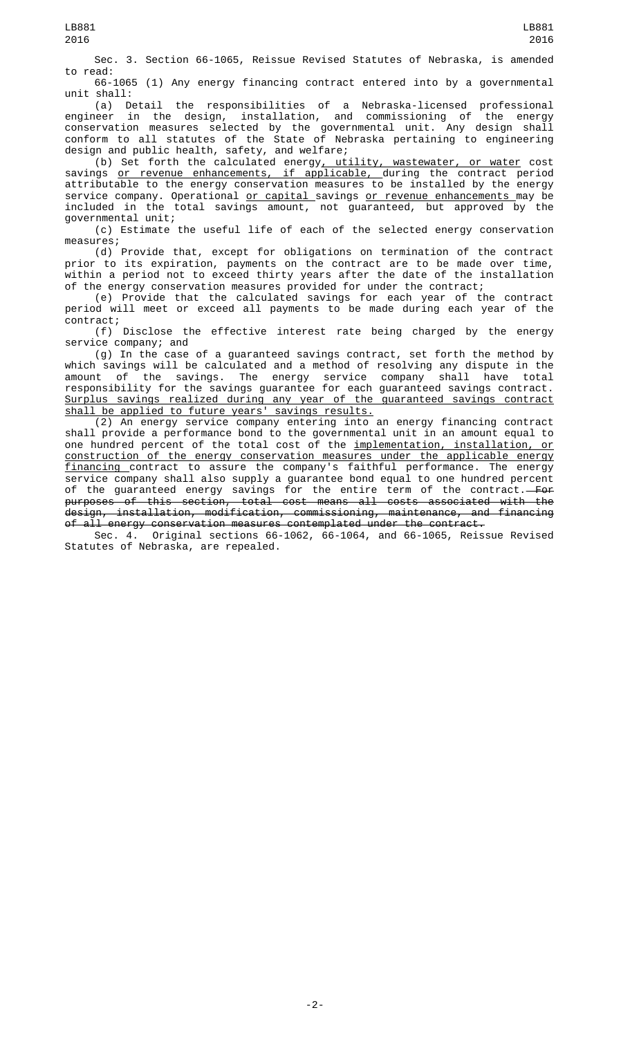Sec. 3. Section 66-1065, Reissue Revised Statutes of Nebraska, is amended to read:

66-1065 (1) Any energy financing contract entered into by a governmental unit shall:

(a) Detail the responsibilities of a Nebraska-licensed professional engineer in the design, installation, and commissioning of the energy conservation measures selected by the governmental unit. Any design shall conform to all statutes of the State of Nebraska pertaining to engineering design and public health, safety, and welfare;

(b) Set forth the calculated energy, utility, wastewater, or water cost savings or revenue enhancements, if applicable, during the contract period attributable to the energy conservation measures to be installed by the energy service company. Operational or capital savings or revenue enhancements may be included in the total savings amount, not guaranteed, but approved by the governmental unit;

(c) Estimate the useful life of each of the selected energy conservation measures;

(d) Provide that, except for obligations on termination of the contract prior to its expiration, payments on the contract are to be made over time, within a period not to exceed thirty years after the date of the installation of the energy conservation measures provided for under the contract;

(e) Provide that the calculated savings for each year of the contract period will meet or exceed all payments to be made during each year of the contract;

(f) Disclose the effective interest rate being charged by the energy service company; and

(g) In the case of a guaranteed savings contract, set forth the method by which savings will be calculated and a method of resolving any dispute in the amount of the savings. The energy service company shall have total responsibility for the savings guarantee for each guaranteed savings contract. Surplus savings realized during any year of the guaranteed savings contract shall be applied to future years' savings results.

(2) An energy service company entering into an energy financing contract shall provide a performance bond to the governmental unit in an amount equal to one hundred percent of the total cost of the implementation, installation, or construction of the energy conservation measures under the applicable energy financing contract to assure the company's faithful performance. The energy service company shall also supply a guarantee bond equal to one hundred percent of the guaranteed energy savings for the entire term of the contract. ~~For purposes of this section, total cost means all costs associated with the design, installation, modification, commissioning, maintenance, and financing of all energy conservation measures contemplated under the contract.~~

Sec. 4. Original sections 66-1062, 66-1064, and 66-1065, Reissue Revised Statutes of Nebraska, are repealed.